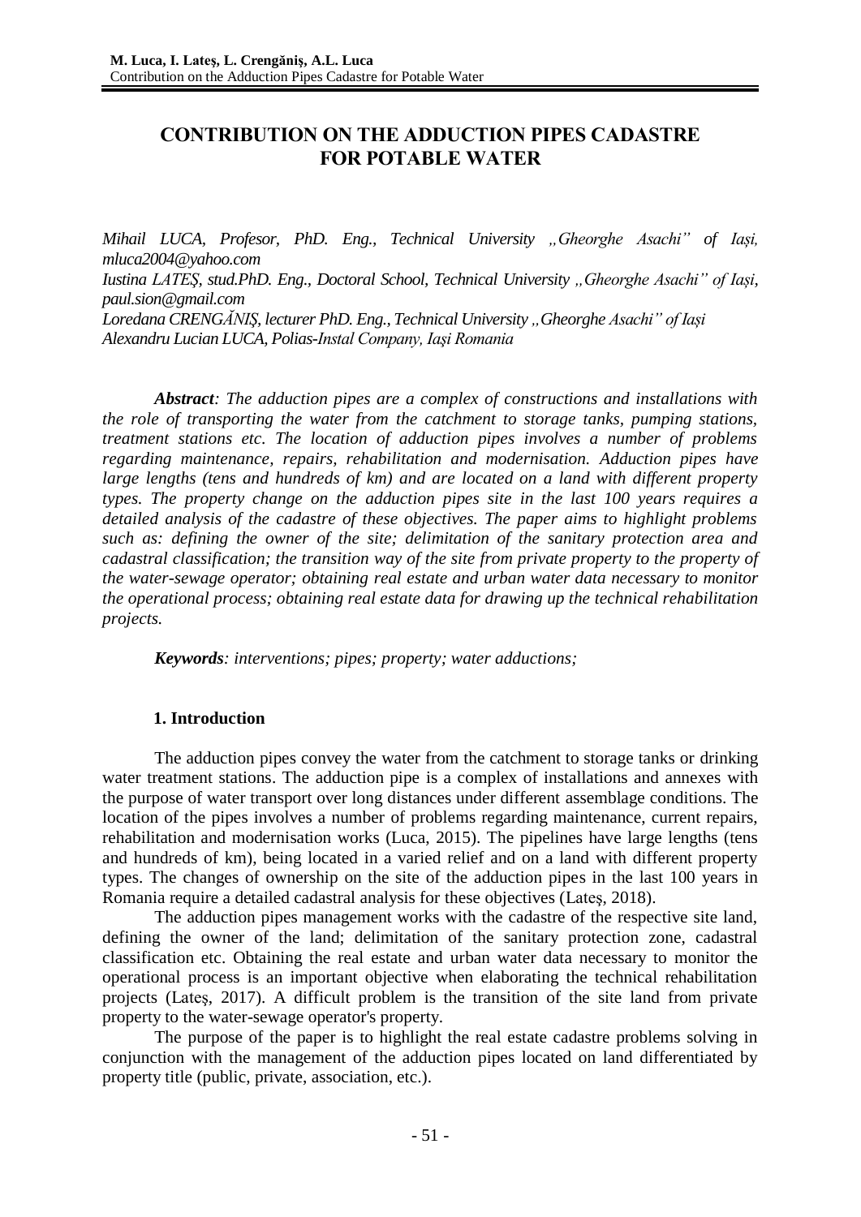# CONTRIBUTION ON THE ADDUCTION PIPES CADASTRE FOR POTABLE WATER

*Mihail LUCA, Profesor, PhD. Eng., Technical University „Gheorghe Asachi” of Iași, mluca2004@yahoo.com*
*Iustina LATEŞ, stud.PhD. Eng., Doctoral School, Technical University „Gheorghe Asachi” of Iași, paul.sion@gmail.com*
*Loredana CRENGĂNIŞ, lecturer PhD. Eng., Technical University „Gheorghe Asachi” of Iași*
*Alexandru Lucian LUCA, Polias-Instal Company, Iaşi Romania*

***Abstract**: The adduction pipes are a complex of constructions and installations with the role of transporting the water from the catchment to storage tanks, pumping stations, treatment stations etc. The location of adduction pipes involves a number of problems regarding maintenance, repairs, rehabilitation and modernisation. Adduction pipes have large lengths (tens and hundreds of km) and are located on a land with different property types. The property change on the adduction pipes site in the last 100 years requires a detailed analysis of the cadastre of these objectives. The paper aims to highlight problems such as: defining the owner of the site; delimitation of the sanitary protection area and cadastral classification; the transition way of the site from private property to the property of the water-sewage operator; obtaining real estate and urban water data necessary to monitor the operational process; obtaining real estate data for drawing up the technical rehabilitation projects.*

***Keywords**: interventions; pipes; property; water adductions;*

## 1. Introduction

The adduction pipes convey the water from the catchment to storage tanks or drinking water treatment stations. The adduction pipe is a complex of installations and annexes with the purpose of water transport over long distances under different assemblage conditions. The location of the pipes involves a number of problems regarding maintenance, current repairs, rehabilitation and modernisation works (Luca, 2015). The pipelines have large lengths (tens and hundreds of km), being located in a varied relief and on a land with different property types. The changes of ownership on the site of the adduction pipes in the last 100 years in Romania require a detailed cadastral analysis for these objectives (Lateş, 2018).

The adduction pipes management works with the cadastre of the respective site land, defining the owner of the land; delimitation of the sanitary protection zone, cadastral classification etc. Obtaining the real estate and urban water data necessary to monitor the operational process is an important objective when elaborating the technical rehabilitation projects (Lateş, 2017). A difficult problem is the transition of the site land from private property to the water-sewage operator's property.

The purpose of the paper is to highlight the real estate cadastre problems solving in conjunction with the management of the adduction pipes located on land differentiated by property title (public, private, association, etc.).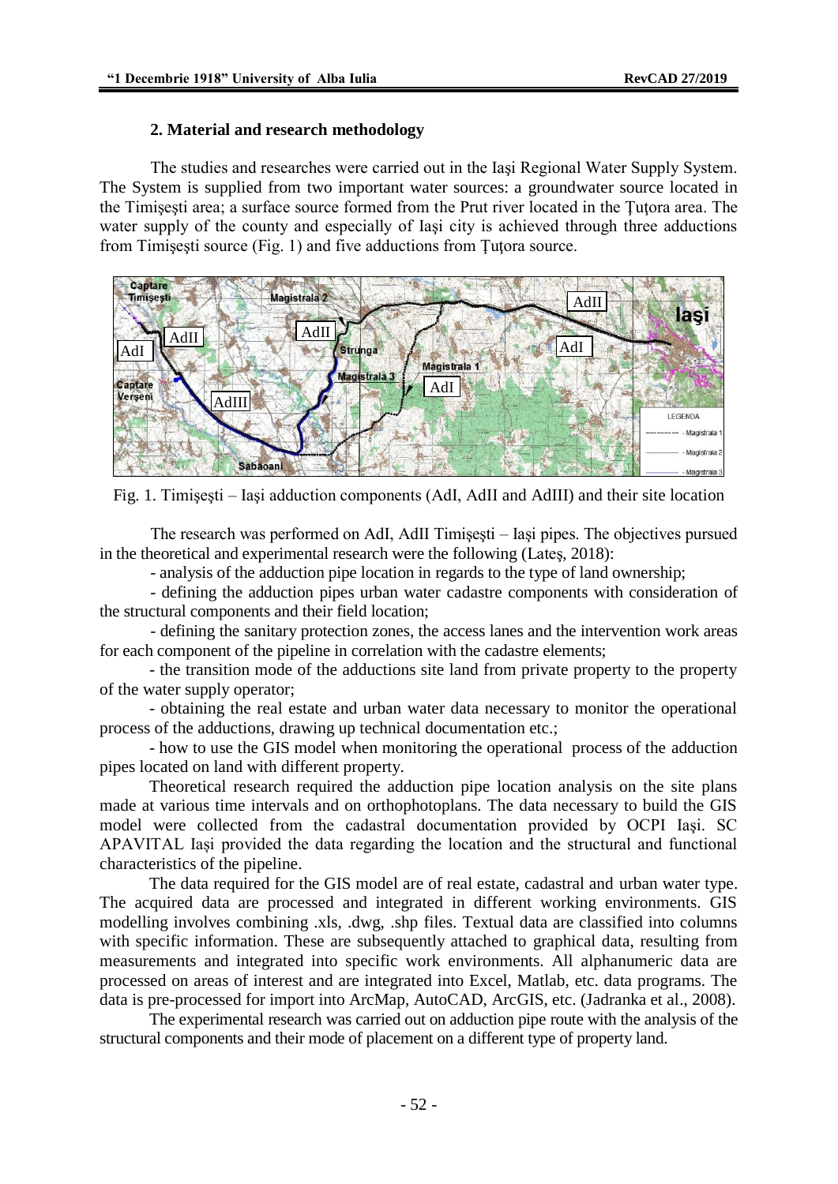## 2. Material and research methodology

The studies and researches were carried out in the Iași Regional Water Supply System. The System is supplied from two important water sources: a groundwater source located in the Timişeşti area; a surface source formed from the Prut river located in the Ţuţora area. The water supply of the county and especially of Iași city is achieved through three adductions from Timişeşti source (Fig. 1) and five adductions from Ţuţora source.

Fig. 1. Timişeşti – Iaşi adduction components (AdI, AdII and AdIII) and their site location

The research was performed on AdI, AdII Timişeşti – Iaşi pipes. The objectives pursued in the theoretical and experimental research were the following (Lateş, 2018):

- analysis of the adduction pipe location in regards to the type of land ownership;
- defining the adduction pipes urban water cadastre components with consideration of the structural components and their field location;
- defining the sanitary protection zones, the access lanes and the intervention work areas for each component of the pipeline in correlation with the cadastre elements;
- the transition mode of the adductions site land from private property to the property of the water supply operator;
- obtaining the real estate and urban water data necessary to monitor the operational process of the adductions, drawing up technical documentation etc.;
- how to use the GIS model when monitoring the operational process of the adduction pipes located on land with different property.

Theoretical research required the adduction pipe location analysis on the site plans made at various time intervals and on orthophotoplans. The data necessary to build the GIS model were collected from the cadastral documentation provided by OCPI Iaşi. SC APAVITAL Iași provided the data regarding the location and the structural and functional characteristics of the pipeline.

The data required for the GIS model are of real estate, cadastral and urban water type. The acquired data are processed and integrated in different working environments. GIS modelling involves combining .xls, .dwg, .shp files. Textual data are classified into columns with specific information. These are subsequently attached to graphical data, resulting from measurements and integrated into specific work environments. All alphanumeric data are processed on areas of interest and are integrated into Excel, Matlab, etc. data programs. The data is pre-processed for import into ArcMap, AutoCAD, ArcGIS, etc. (Jadranka et al., 2008).

The experimental research was carried out on adduction pipe route with the analysis of the structural components and their mode of placement on a different type of property land.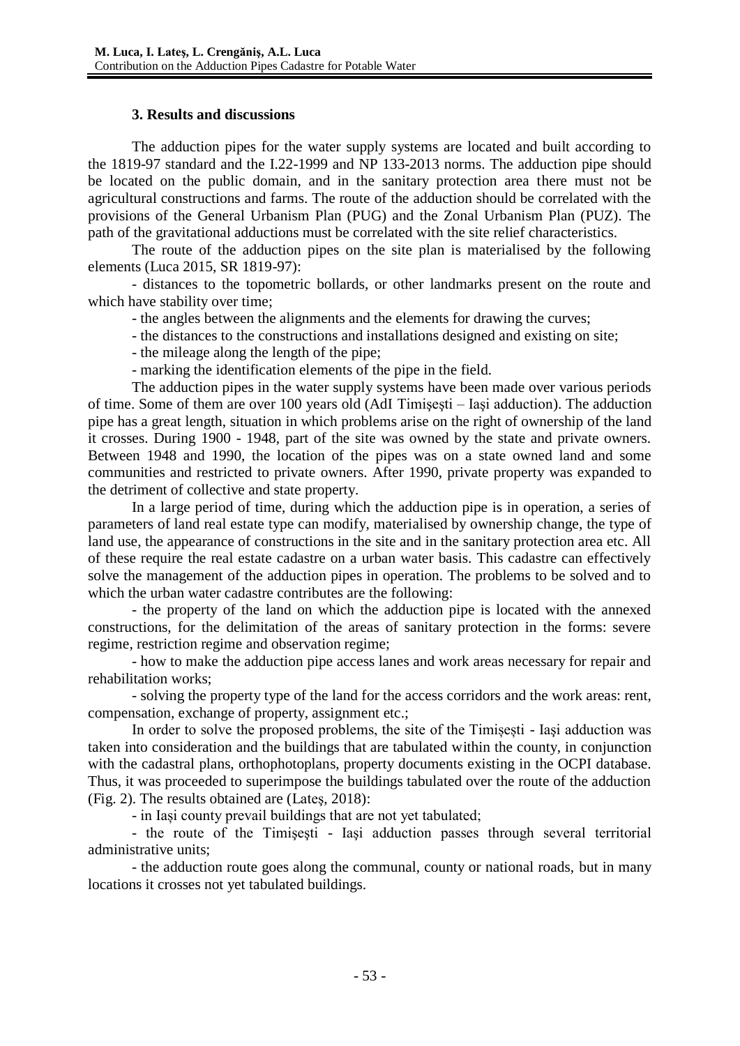### 3. Results and discussions

The adduction pipes for the water supply systems are located and built according to the 1819-97 standard and the I.22-1999 and NP 133-2013 norms. The adduction pipe should be located on the public domain, and in the sanitary protection area there must not be agricultural constructions and farms. The route of the adduction should be correlated with the provisions of the General Urbanism Plan (PUG) and the Zonal Urbanism Plan (PUZ). The path of the gravitational adductions must be correlated with the site relief characteristics.

The route of the adduction pipes on the site plan is materialised by the following elements (Luca 2015, SR 1819-97):

- distances to the topometric bollards, or other landmarks present on the route and which have stability over time;
- the angles between the alignments and the elements for drawing the curves;
- the distances to the constructions and installations designed and existing on site;
- the mileage along the length of the pipe;
- marking the identification elements of the pipe in the field.

The adduction pipes in the water supply systems have been made over various periods of time. Some of them are over 100 years old (AdI Timişeşti – Iași adduction). The adduction pipe has a great length, situation in which problems arise on the right of ownership of the land it crosses. During 1900 - 1948, part of the site was owned by the state and private owners. Between 1948 and 1990, the location of the pipes was on a state owned land and some communities and restricted to private owners. After 1990, private property was expanded to the detriment of collective and state property.

In a large period of time, during which the adduction pipe is in operation, a series of parameters of land real estate type can modify, materialised by ownership change, the type of land use, the appearance of constructions in the site and in the sanitary protection area etc. All of these require the real estate cadastre on a urban water basis. This cadastre can effectively solve the management of the adduction pipes in operation. The problems to be solved and to which the urban water cadastre contributes are the following:

- the property of the land on which the adduction pipe is located with the annexed constructions, for the delimitation of the areas of sanitary protection in the forms: severe regime, restriction regime and observation regime;
- how to make the adduction pipe access lanes and work areas necessary for repair and rehabilitation works;
- solving the property type of the land for the access corridors and the work areas: rent, compensation, exchange of property, assignment etc.;

In order to solve the proposed problems, the site of the Timișești - Iaşi adduction was taken into consideration and the buildings that are tabulated within the county, in conjunction with the cadastral plans, orthophotoplans, property documents existing in the OCPI database. Thus, it was proceeded to superimpose the buildings tabulated over the route of the adduction (Fig. 2). The results obtained are (Lateş, 2018):

- in Iași county prevail buildings that are not yet tabulated;
- the route of the Timişeşti - Iaşi adduction passes through several territorial administrative units;
- the adduction route goes along the communal, county or national roads, but in many locations it crosses not yet tabulated buildings.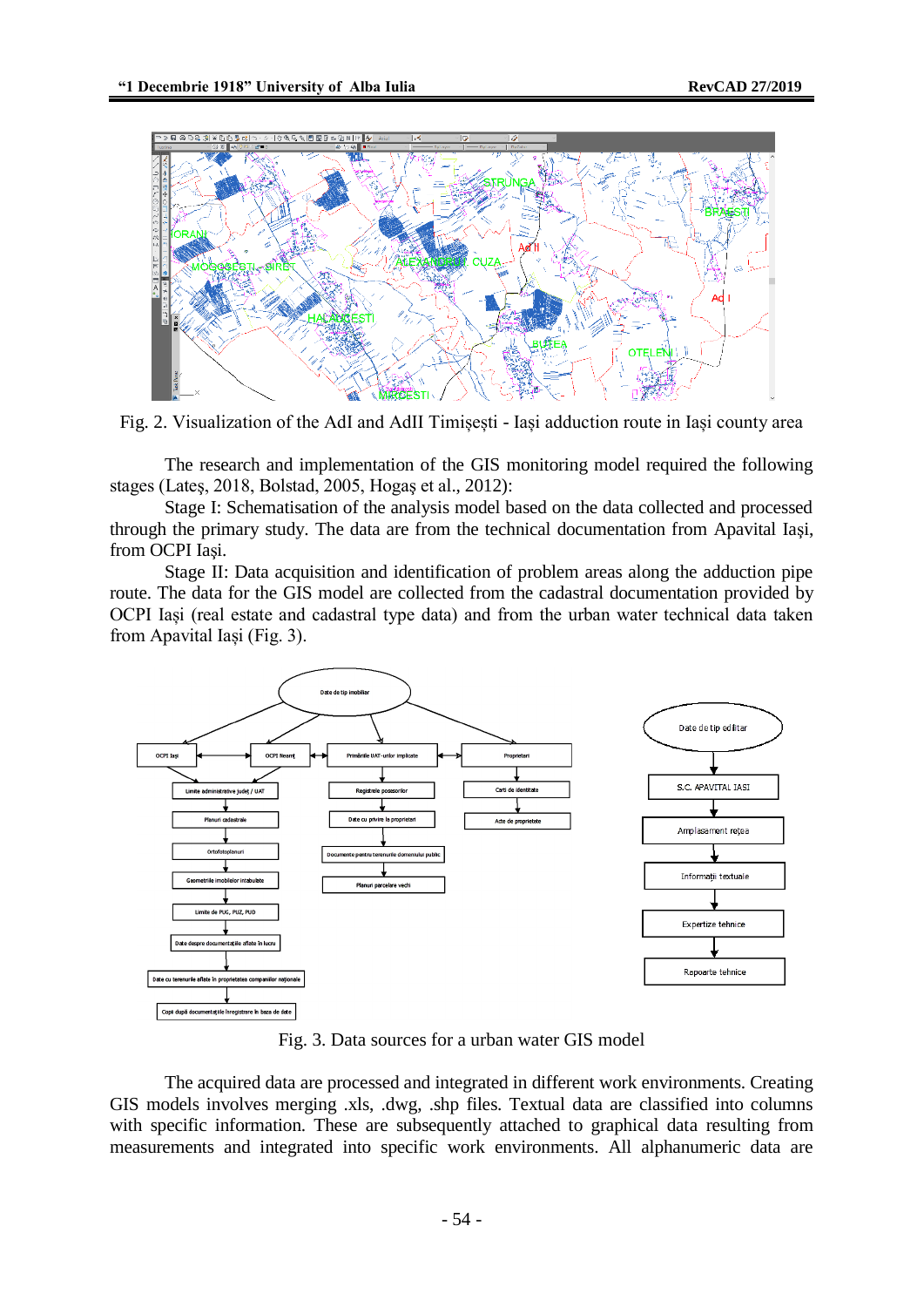Fig. 2. Visualization of the AdI and AdII Timișești - Iași adduction route in Iași county area

The research and implementation of the GIS monitoring model required the following stages (Lateş, 2018, Bolstad, 2005, Hogaş et al., 2012):

Stage I: Schematisation of the analysis model based on the data collected and processed through the primary study. The data are from the technical documentation from Apavital Iași, from OCPI Iaşi.

Stage II: Data acquisition and identification of problem areas along the adduction pipe route. The data for the GIS model are collected from the cadastral documentation provided by OCPI Iași (real estate and cadastral type data) and from the urban water technical data taken from Apavital Iași (Fig. 3).

Fig. 3. Data sources for a urban water GIS model

The acquired data are processed and integrated in different work environments. Creating GIS models involves merging .xls, .dwg, .shp files. Textual data are classified into columns with specific information. These are subsequently attached to graphical data resulting from measurements and integrated into specific work environments. All alphanumeric data are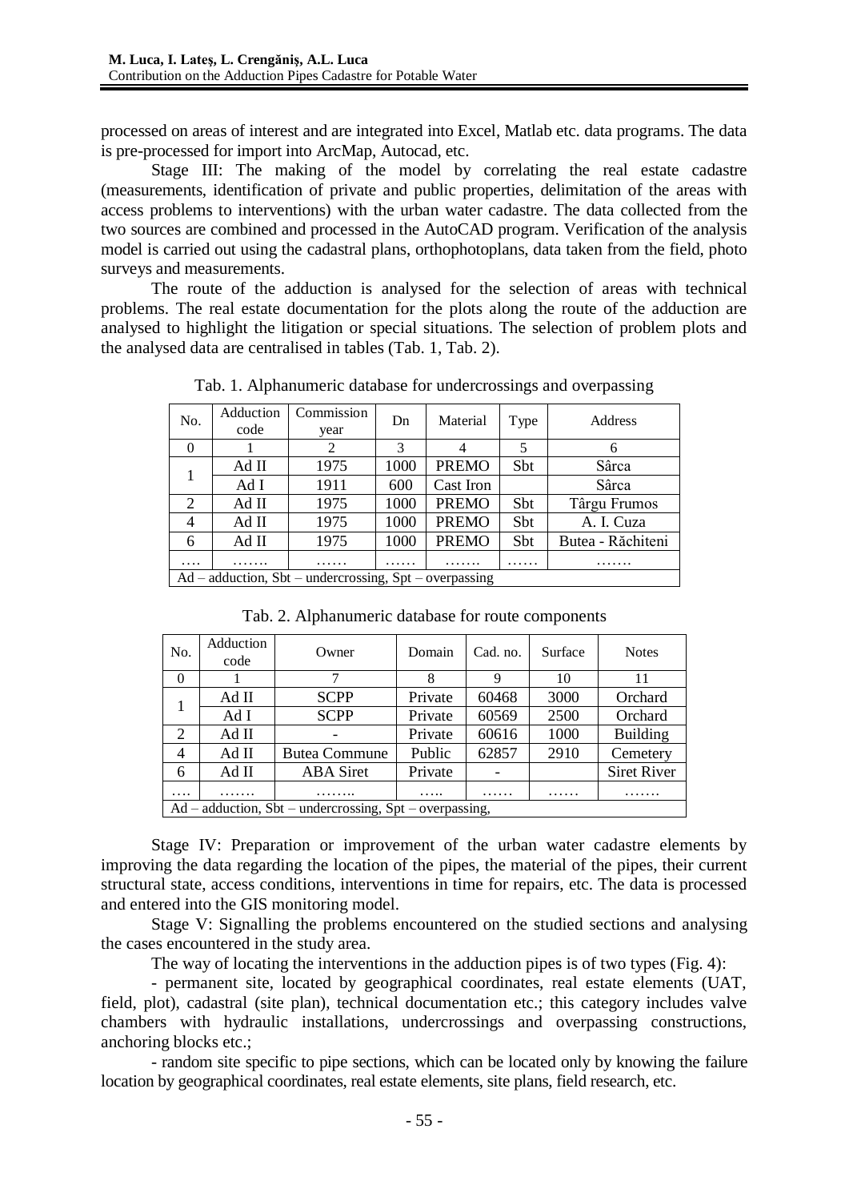processed on areas of interest and are integrated into Excel, Matlab etc. data programs. The data is pre-processed for import into ArcMap, Autocad, etc.

Stage III: The making of the model by correlating the real estate cadastre (measurements, identification of private and public properties, delimitation of the areas with access problems to interventions) with the urban water cadastre. The data collected from the two sources are combined and processed in the AutoCAD program. Verification of the analysis model is carried out using the cadastral plans, orthophotoplans, data taken from the field, photo surveys and measurements.

The route of the adduction is analysed for the selection of areas with technical problems. The real estate documentation for the plots along the route of the adduction are analysed to highlight the litigation or special situations. The selection of problem plots and the analysed data are centralised in tables (Tab. 1, Tab. 2).

Tab. 1. Alphanumeric database for undercrossings and overpassing

| No. | Adduction code | Commission year | Dn | Material | Type | Address |
|---|---|---|---|---|---|---|
| 0 | 1 | 2 | 3 | 4 | 5 | 6 |
| 1 | Ad II | 1975 | 1000 | PREMO | Sbt | Sârca |
| | Ad I | 1911 | 600 | Cast Iron | | Sârca |
| 2 | Ad II | 1975 | 1000 | PREMO | Sbt | Târgu Frumos |
| 4 | Ad II | 1975 | 1000 | PREMO | Sbt | A. I. Cuza |
| 6 | Ad II | 1975 | 1000 | PREMO | Sbt | Butea - Răchiteni |
| …. | ……. | …… | …… | ……. | …… | ……. |
| Ad – adduction, Sbt – undercrossing, Spt – overpassing | | | | | | |

Tab. 2. Alphanumeric database for route components

| No. | Adduction code | Owner | Domain | Cad. no. | Surface | Notes |
|---|---|---|---|---|---|---|
| 0 | 1 | 7 | 8 | 9 | 10 | 11 |
| 1 | Ad II | SCPP | Private | 60468 | 3000 | Orchard |
| | Ad I | SCPP | Private | 60569 | 2500 | Orchard |
| 2 | Ad II | - | Private | 60616 | 1000 | Building |
| 4 | Ad II | Butea Commune | Public | 62857 | 2910 | Cemetery |
| 6 | Ad II | ABA Siret | Private | - | | Siret River |
| …. | ……. | …….. | ….. | …… | …… | ……. |
| Ad – adduction, Sbt – undercrossing, Spt – overpassing, | | | | | | |

Stage IV: Preparation or improvement of the urban water cadastre elements by improving the data regarding the location of the pipes, the material of the pipes, their current structural state, access conditions, interventions in time for repairs, etc. The data is processed and entered into the GIS monitoring model.

Stage V: Signalling the problems encountered on the studied sections and analysing the cases encountered in the study area.

The way of locating the interventions in the adduction pipes is of two types (Fig. 4):

- permanent site, located by geographical coordinates, real estate elements (UAT, field, plot), cadastral (site plan), technical documentation etc.; this category includes valve chambers with hydraulic installations, undercrossings and overpassing constructions, anchoring blocks etc.;

- random site specific to pipe sections, which can be located only by knowing the failure location by geographical coordinates, real estate elements, site plans, field research, etc.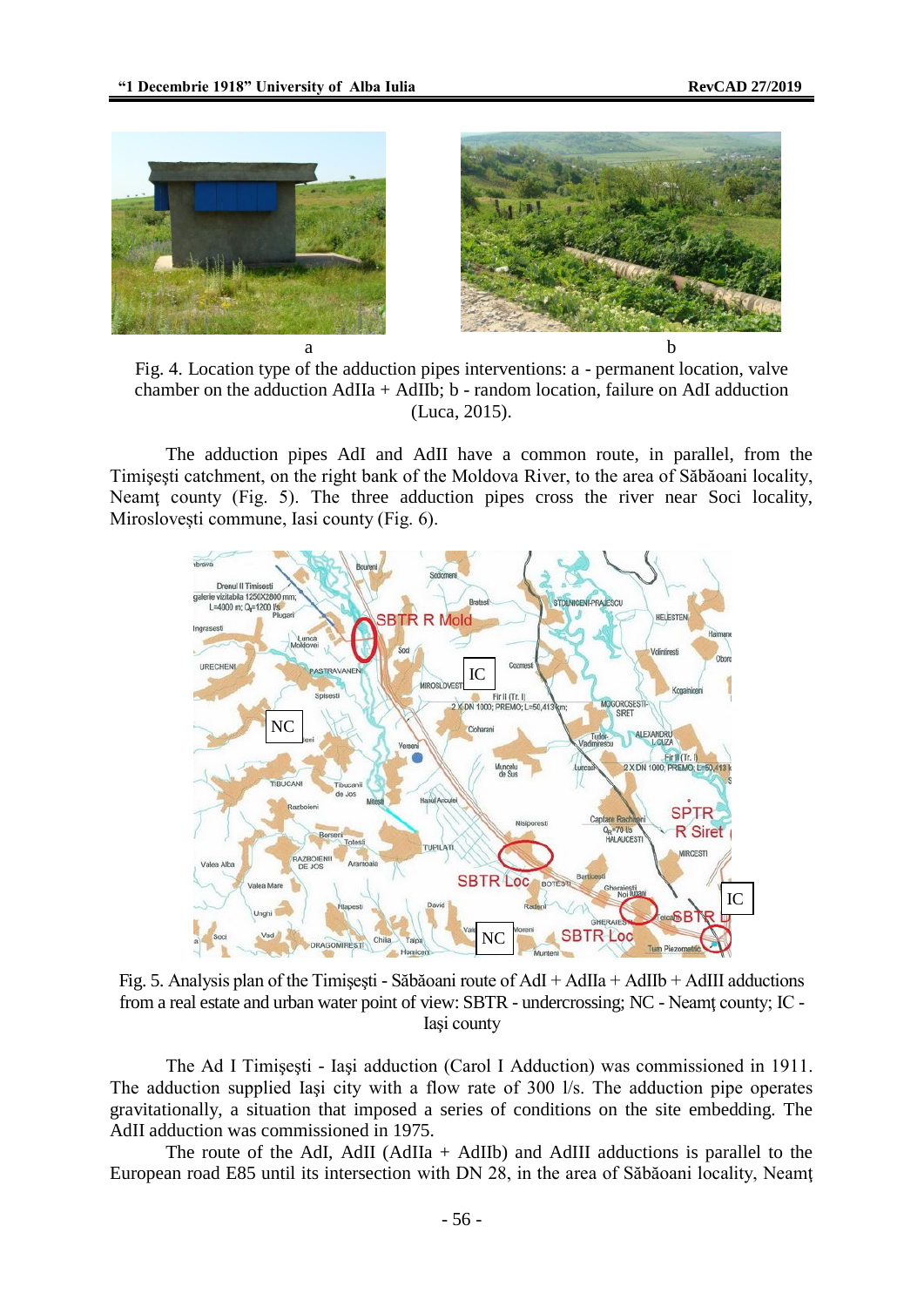a b

Fig. 4. Location type of the adduction pipes interventions: a - permanent location, valve chamber on the adduction AdIIa + AdIIb; b - random location, failure on AdI adduction (Luca, 2015).

The adduction pipes AdI and AdII have a common route, in parallel, from the Timişeşti catchment, on the right bank of the Moldova River, to the area of Săbăoani locality, Neamţ county (Fig. 5). The three adduction pipes cross the river near Soci locality, Mirosloveşti commune, Iasi county (Fig. 6).

Fig. 5. Analysis plan of the Timişeşti - Săbăoani route of AdI + AdIIa + AdIIb + AdIII adductions from a real estate and urban water point of view: SBTR - undercrossing; NC - Neamţ county; IC - Iaşi county

The Ad I Timişeşti - Iaşi adduction (Carol I Adduction) was commissioned in 1911. The adduction supplied Iaşi city with a flow rate of 300 l/s. The adduction pipe operates gravitationally, a situation that imposed a series of conditions on the site embedding. The AdII adduction was commissioned in 1975.

The route of the AdI, AdII (AdIIa + AdIIb) and AdIII adductions is parallel to the European road E85 until its intersection with DN 28, in the area of Săbăoani locality, Neamţ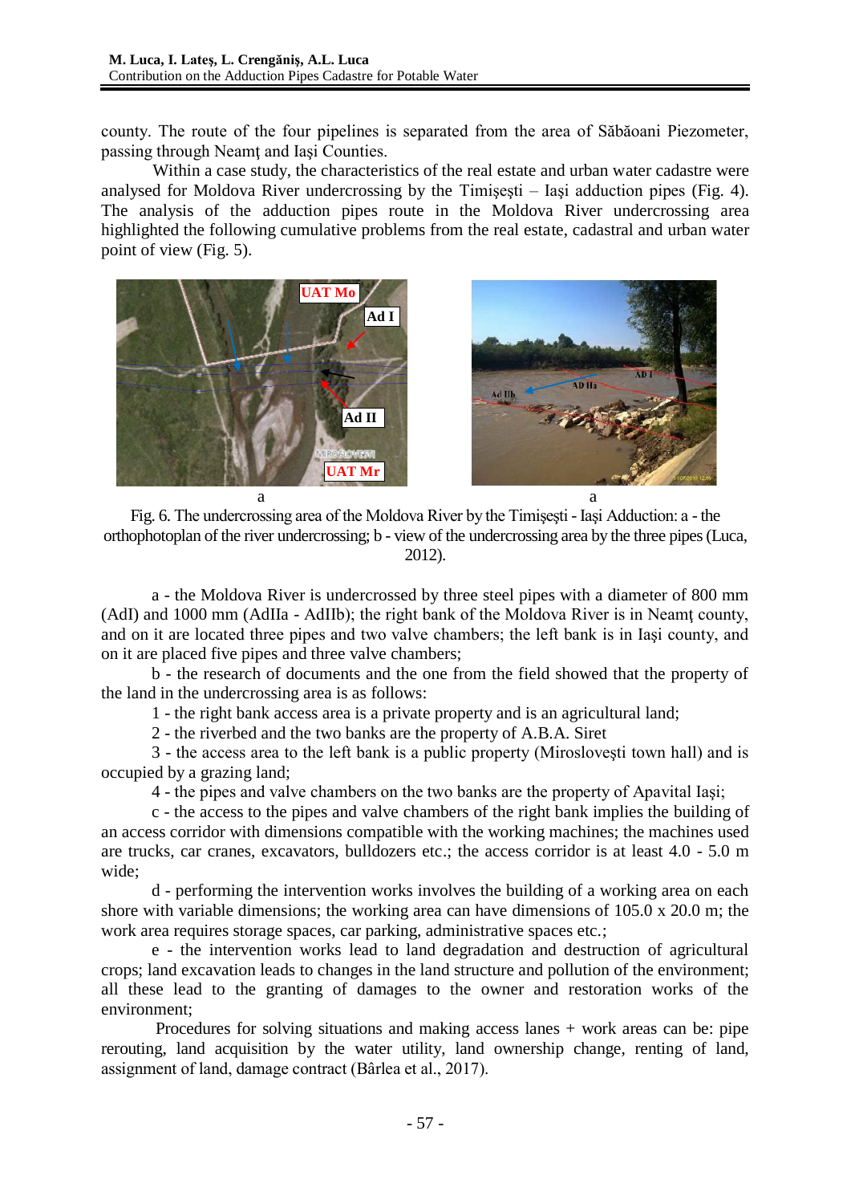county. The route of the four pipelines is separated from the area of Săbăoani Piezometer, passing through Neamţ and Iaşi Counties.

Within a case study, the characteristics of the real estate and urban water cadastre were analysed for Moldova River undercrossing by the Timişeşti – Iaşi adduction pipes (Fig. 4). The analysis of the adduction pipes route in the Moldova River undercrossing area highlighted the following cumulative problems from the real estate, cadastral and urban water point of view (Fig. 5).

a a

Fig. 6. The undercrossing area of the Moldova River by the Timişeşti - Iaşi Adduction: a - the orthophotoplan of the river undercrossing; b - view of the undercrossing area by the three pipes (Luca, 2012).

a - the Moldova River is undercrossed by three steel pipes with a diameter of 800 mm (AdI) and 1000 mm (AdIIa - AdIIb); the right bank of the Moldova River is in Neamţ county, and on it are located three pipes and two valve chambers; the left bank is in Iaşi county, and on it are placed five pipes and three valve chambers;

b - the research of documents and the one from the field showed that the property of the land in the undercrossing area is as follows:

1 - the right bank access area is a private property and is an agricultural land;

2 - the riverbed and the two banks are the property of A.B.A. Siret

3 - the access area to the left bank is a public property (Miroslovești town hall) and is occupied by a grazing land;

4 - the pipes and valve chambers on the two banks are the property of Apavital Iaşi;

c - the access to the pipes and valve chambers of the right bank implies the building of an access corridor with dimensions compatible with the working machines; the machines used are trucks, car cranes, excavators, bulldozers etc.; the access corridor is at least 4.0 - 5.0 m wide;

d - performing the intervention works involves the building of a working area on each shore with variable dimensions; the working area can have dimensions of 105.0 x 20.0 m; the work area requires storage spaces, car parking, administrative spaces etc.;

e - the intervention works lead to land degradation and destruction of agricultural crops; land excavation leads to changes in the land structure and pollution of the environment; all these lead to the granting of damages to the owner and restoration works of the environment;

Procedures for solving situations and making access lanes + work areas can be: pipe rerouting, land acquisition by the water utility, land ownership change, renting of land, assignment of land, damage contract (Bârlea et al., 2017).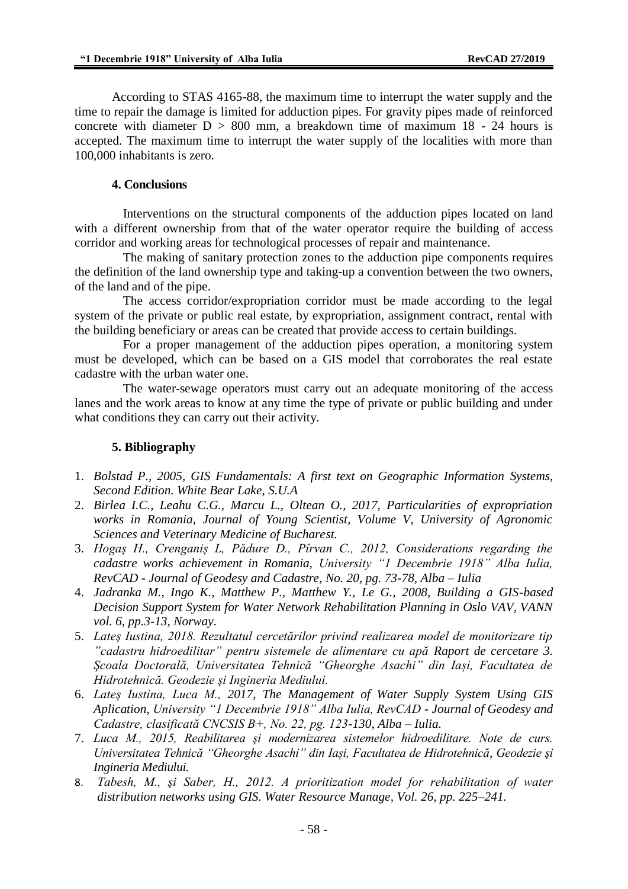According to STAS 4165-88, the maximum time to interrupt the water supply and the time to repair the damage is limited for adduction pipes. For gravity pipes made of reinforced concrete with diameter D > 800 mm, a breakdown time of maximum 18 - 24 hours is accepted. The maximum time to interrupt the water supply of the localities with more than 100,000 inhabitants is zero.

## 4. Conclusions

Interventions on the structural components of the adduction pipes located on land with a different ownership from that of the water operator require the building of access corridor and working areas for technological processes of repair and maintenance.

The making of sanitary protection zones to the adduction pipe components requires the definition of the land ownership type and taking-up a convention between the two owners, of the land and of the pipe.

The access corridor/expropriation corridor must be made according to the legal system of the private or public real estate, by expropriation, assignment contract, rental with the building beneficiary or areas can be created that provide access to certain buildings.

For a proper management of the adduction pipes operation, a monitoring system must be developed, which can be based on a GIS model that corroborates the real estate cadastre with the urban water one.

The water-sewage operators must carry out an adequate monitoring of the access lanes and the work areas to know at any time the type of private or public building and under what conditions they can carry out their activity.

## 5. Bibliography

1. *Bolstad P., 2005, GIS Fundamentals: A first text on Geographic Information Systems, Second Edition. White Bear Lake, S.U.A*
2. *Birlea I.C., Leahu C.G., Marcu L., Oltean O., 2017, Particularities of expropriation works in Romania, Journal of Young Scientist, Volume V, University of Agronomic Sciences and Veterinary Medicine of Bucharest.*
3. *Hogaș H., Crenganiș L, Pădure D., Pîrvan C., 2012, Considerations regarding the cadastre works achievement in Romania, University "1 Decembrie 1918" Alba Iulia, RevCAD - Journal of Geodesy and Cadastre, No. 20, pg. 73-78, Alba – Iulia*
4. *Jadranka M., Ingo K., Matthew P., Matthew Y., Le G., 2008, Building a GIS-based Decision Support System for Water Network Rehabilitation Planning in Oslo VAV, VANN vol. 6, pp.3-13, Norway.*
5. *Lateş Iustina, 2018. Rezultatul cercetărilor privind realizarea model de monitorizare tip "cadastru hidroedilitar" pentru sistemele de alimentare cu apă Raport de cercetare 3. Şcoala Doctorală, Universitatea Tehnică "Gheorghe Asachi" din Iași, Facultatea de Hidrotehnică. Geodezie şi Ingineria Mediului.*
6. *Lateş Iustina, Luca M., 2017, The Management of Water Supply System Using GIS Aplication, University "1 Decembrie 1918" Alba Iulia, RevCAD - Journal of Geodesy and Cadastre, clasificată CNCSIS B+, No. 22, pg. 123-130, Alba – Iulia.*
7. *Luca M., 2015, Reabilitarea şi modernizarea sistemelor hidroedilitare. Note de curs. Universitatea Tehnică "Gheorghe Asachi" din Iași, Facultatea de Hidrotehnică, Geodezie şi Ingineria Mediului.*
8. *Tabesh, M., şi Saber, H., 2012. A prioritization model for rehabilitation of water distribution networks using GIS. Water Resource Manage, Vol. 26, pp. 225–241.*